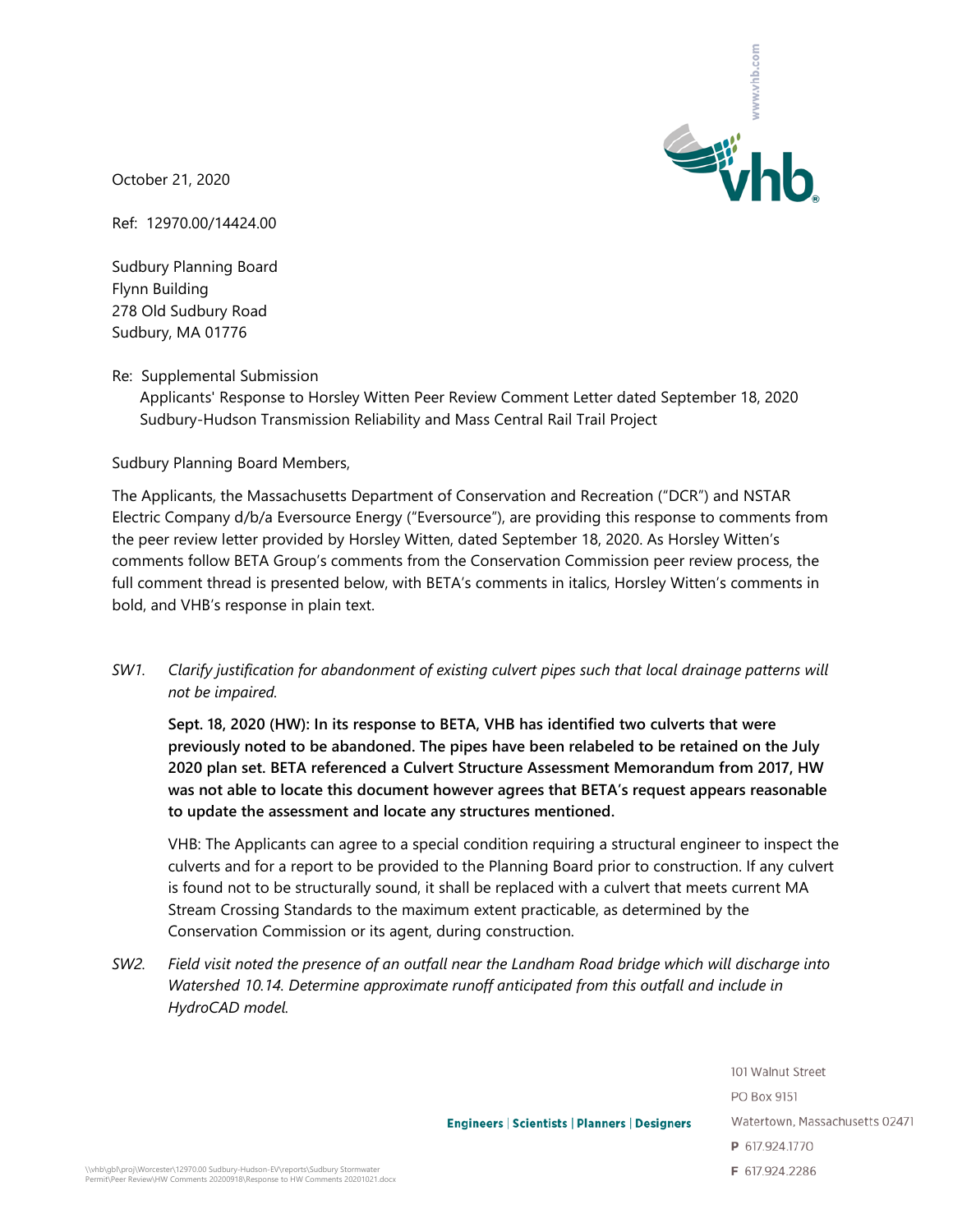October 21, 2020

Ref: 12970.00/14424.00

Sudbury Planning Board
Flynn Building
278 Old Sudbury Road
Sudbury, MA 01776

Re: Supplemental Submission
Applicants' Response to Horsley Witten Peer Review Comment Letter dated September 18, 2020
Sudbury-Hudson Transmission Reliability and Mass Central Rail Trail Project

Sudbury Planning Board Members,

The Applicants, the Massachusetts Department of Conservation and Recreation ("DCR") and NSTAR Electric Company d/b/a Eversource Energy ("Eversource"), are providing this response to comments from the peer review letter provided by Horsley Witten, dated September 18, 2020. As Horsley Witten's comments follow BETA Group's comments from the Conservation Commission peer review process, the full comment thread is presented below, with BETA's comments in italics, Horsley Witten's comments in bold, and VHB's response in plain text.

*SW1. Clarify justification for abandonment of existing culvert pipes such that local drainage patterns will not be impaired.*

**Sept. 18, 2020 (HW): In its response to BETA, VHB has identified two culverts that were previously noted to be abandoned. The pipes have been relabeled to be retained on the July 2020 plan set. BETA referenced a Culvert Structure Assessment Memorandum from 2017, HW was not able to locate this document however agrees that BETA's request appears reasonable to update the assessment and locate any structures mentioned.**

VHB: The Applicants can agree to a special condition requiring a structural engineer to inspect the culverts and for a report to be provided to the Planning Board prior to construction. If any culvert is found not to be structurally sound, it shall be replaced with a culvert that meets current MA Stream Crossing Standards to the maximum extent practicable, as determined by the Conservation Commission or its agent, during construction.

*SW2. Field visit noted the presence of an outfall near the Landham Road bridge which will discharge into Watershed 10.14. Determine approximate runoff anticipated from this outfall and include in HydroCAD model.*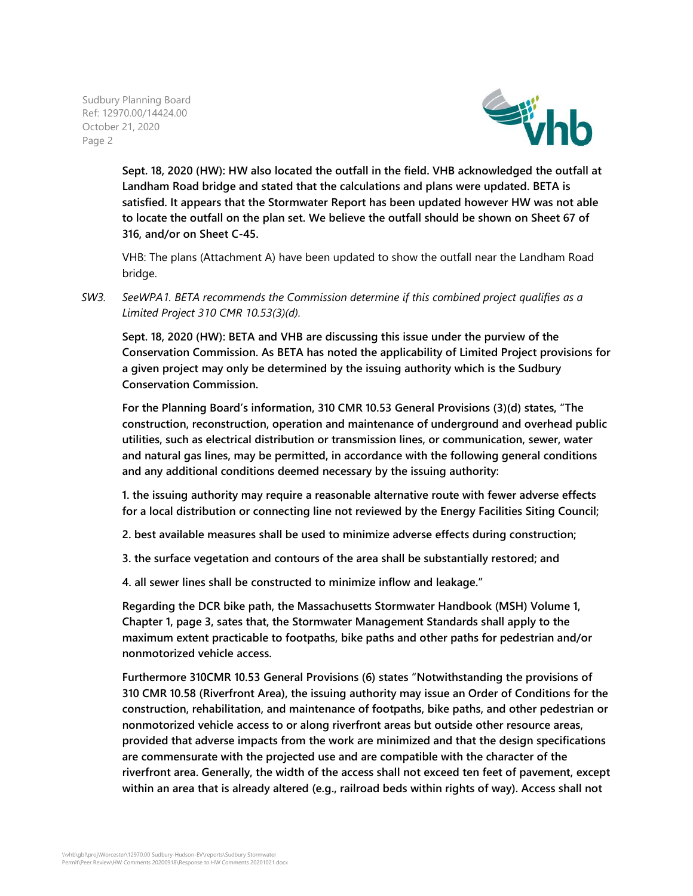**Sept. 18, 2020 (HW): HW also located the outfall in the field. VHB acknowledged the outfall at Landham Road bridge and stated that the calculations and plans were updated. BETA is satisfied. It appears that the Stormwater Report has been updated however HW was not able to locate the outfall on the plan set. We believe the outfall should be shown on Sheet 67 of 316, and/or on Sheet C-45.**

VHB: The plans (Attachment A) have been updated to show the outfall near the Landham Road bridge.

*SW3. SeeWPA1. BETA recommends the Commission determine if this combined project qualifies as a Limited Project 310 CMR 10.53(3)(d).*

**Sept. 18, 2020 (HW): BETA and VHB are discussing this issue under the purview of the Conservation Commission. As BETA has noted the applicability of Limited Project provisions for a given project may only be determined by the issuing authority which is the Sudbury Conservation Commission.**

**For the Planning Board's information, 310 CMR 10.53 General Provisions (3)(d) states, "The construction, reconstruction, operation and maintenance of underground and overhead public utilities, such as electrical distribution or transmission lines, or communication, sewer, water and natural gas lines, may be permitted, in accordance with the following general conditions and any additional conditions deemed necessary by the issuing authority:**

**1. the issuing authority may require a reasonable alternative route with fewer adverse effects for a local distribution or connecting line not reviewed by the Energy Facilities Siting Council;**

**2. best available measures shall be used to minimize adverse effects during construction;**

**3. the surface vegetation and contours of the area shall be substantially restored; and**

**4. all sewer lines shall be constructed to minimize inflow and leakage."**

**Regarding the DCR bike path, the Massachusetts Stormwater Handbook (MSH) Volume 1, Chapter 1, page 3, sates that, the Stormwater Management Standards shall apply to the maximum extent practicable to footpaths, bike paths and other paths for pedestrian and/or nonmotorized vehicle access.**

**Furthermore 310CMR 10.53 General Provisions (6) states "Notwithstanding the provisions of 310 CMR 10.58 (Riverfront Area), the issuing authority may issue an Order of Conditions for the construction, rehabilitation, and maintenance of footpaths, bike paths, and other pedestrian or nonmotorized vehicle access to or along riverfront areas but outside other resource areas, provided that adverse impacts from the work are minimized and that the design specifications are commensurate with the projected use and are compatible with the character of the riverfront area. Generally, the width of the access shall not exceed ten feet of pavement, except within an area that is already altered (e.g., railroad beds within rights of way). Access shall not**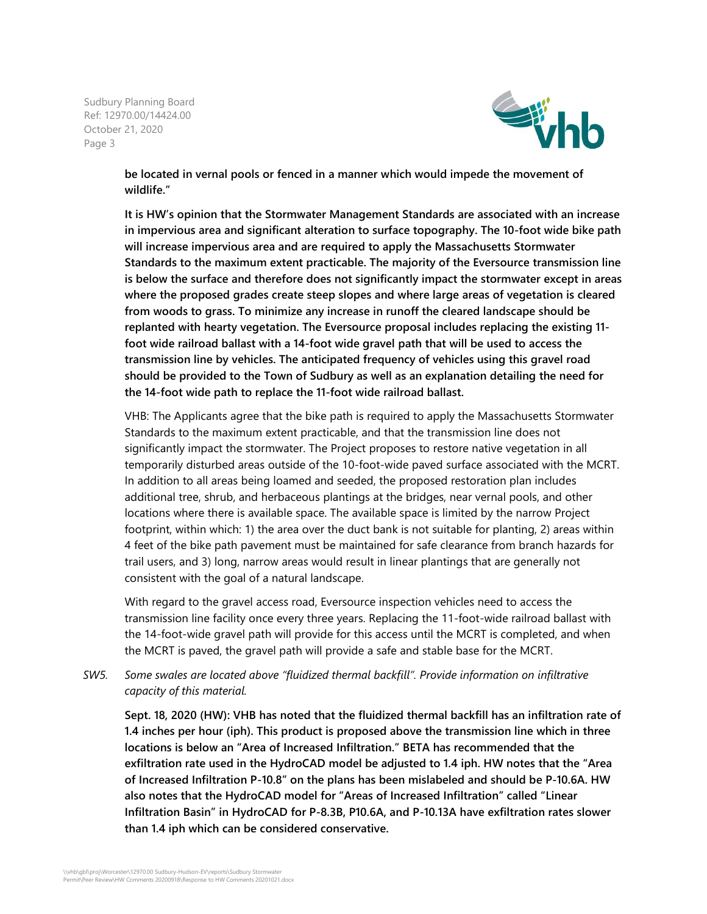**be located in vernal pools or fenced in a manner which would impede the movement of wildlife."**

**It is HW's opinion that the Stormwater Management Standards are associated with an increase in impervious area and significant alteration to surface topography. The 10-foot wide bike path will increase impervious area and are required to apply the Massachusetts Stormwater Standards to the maximum extent practicable. The majority of the Eversource transmission line is below the surface and therefore does not significantly impact the stormwater except in areas where the proposed grades create steep slopes and where large areas of vegetation is cleared from woods to grass. To minimize any increase in runoff the cleared landscape should be replanted with hearty vegetation. The Eversource proposal includes replacing the existing 11-foot wide railroad ballast with a 14-foot wide gravel path that will be used to access the transmission line by vehicles. The anticipated frequency of vehicles using this gravel road should be provided to the Town of Sudbury as well as an explanation detailing the need for the 14-foot wide path to replace the 11-foot wide railroad ballast.**

VHB: The Applicants agree that the bike path is required to apply the Massachusetts Stormwater Standards to the maximum extent practicable, and that the transmission line does not significantly impact the stormwater. The Project proposes to restore native vegetation in all temporarily disturbed areas outside of the 10-foot-wide paved surface associated with the MCRT. In addition to all areas being loamed and seeded, the proposed restoration plan includes additional tree, shrub, and herbaceous plantings at the bridges, near vernal pools, and other locations where there is available space. The available space is limited by the narrow Project footprint, within which: 1) the area over the duct bank is not suitable for planting, 2) areas within 4 feet of the bike path pavement must be maintained for safe clearance from branch hazards for trail users, and 3) long, narrow areas would result in linear plantings that are generally not consistent with the goal of a natural landscape.

With regard to the gravel access road, Eversource inspection vehicles need to access the transmission line facility once every three years. Replacing the 11-foot-wide railroad ballast with the 14-foot-wide gravel path will provide for this access until the MCRT is completed, and when the MCRT is paved, the gravel path will provide a safe and stable base for the MCRT.

*SW5. Some swales are located above "fluidized thermal backfill". Provide information on infiltrative capacity of this material.*

**Sept. 18, 2020 (HW): VHB has noted that the fluidized thermal backfill has an infiltration rate of 1.4 inches per hour (iph). This product is proposed above the transmission line which in three locations is below an "Area of Increased Infiltration." BETA has recommended that the exfiltration rate used in the HydroCAD model be adjusted to 1.4 iph. HW notes that the "Area of Increased Infiltration P-10.8" on the plans has been mislabeled and should be P-10.6A. HW also notes that the HydroCAD model for "Areas of Increased Infiltration" called "Linear Infiltration Basin" in HydroCAD for P-8.3B, P10.6A, and P-10.13A have exfiltration rates slower than 1.4 iph which can be considered conservative.**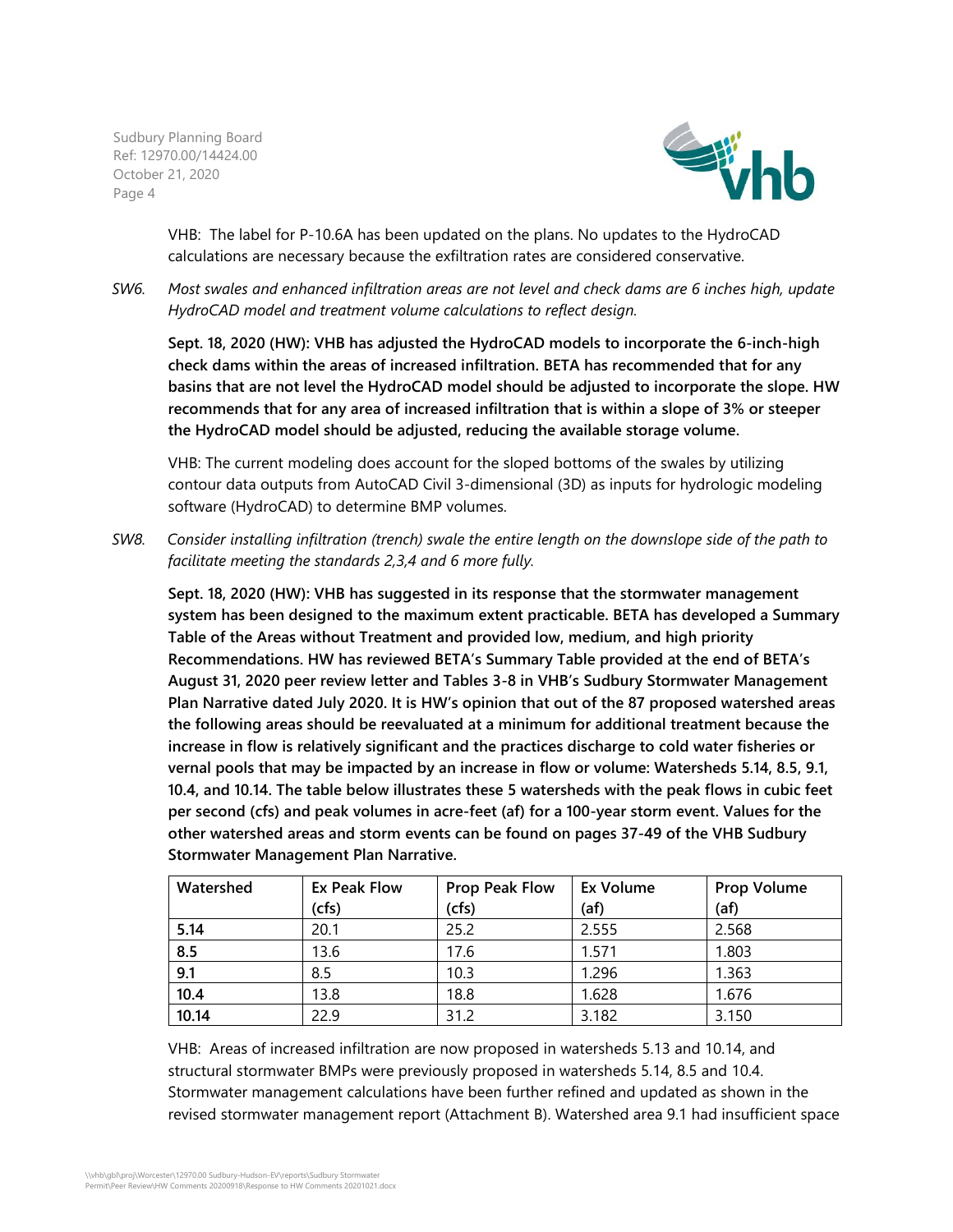VHB: The label for P-10.6A has been updated on the plans. No updates to the HydroCAD calculations are necessary because the exfiltration rates are considered conservative.

*SW6. Most swales and enhanced infiltration areas are not level and check dams are 6 inches high, update HydroCAD model and treatment volume calculations to reflect design.*

**Sept. 18, 2020 (HW): VHB has adjusted the HydroCAD models to incorporate the 6-inch-high check dams within the areas of increased infiltration. BETA has recommended that for any basins that are not level the HydroCAD model should be adjusted to incorporate the slope. HW recommends that for any area of increased infiltration that is within a slope of 3% or steeper the HydroCAD model should be adjusted, reducing the available storage volume.**

VHB: The current modeling does account for the sloped bottoms of the swales by utilizing contour data outputs from AutoCAD Civil 3-dimensional (3D) as inputs for hydrologic modeling software (HydroCAD) to determine BMP volumes.

*SW8. Consider installing infiltration (trench) swale the entire length on the downslope side of the path to facilitate meeting the standards 2,3,4 and 6 more fully.*

**Sept. 18, 2020 (HW): VHB has suggested in its response that the stormwater management system has been designed to the maximum extent practicable. BETA has developed a Summary Table of the Areas without Treatment and provided low, medium, and high priority Recommendations. HW has reviewed BETA's Summary Table provided at the end of BETA's August 31, 2020 peer review letter and Tables 3-8 in VHB's Sudbury Stormwater Management Plan Narrative dated July 2020. It is HW's opinion that out of the 87 proposed watershed areas the following areas should be reevaluated at a minimum for additional treatment because the increase in flow is relatively significant and the practices discharge to cold water fisheries or vernal pools that may be impacted by an increase in flow or volume: Watersheds 5.14, 8.5, 9.1, 10.4, and 10.14. The table below illustrates these 5 watersheds with the peak flows in cubic feet per second (cfs) and peak volumes in acre-feet (af) for a 100-year storm event. Values for the other watershed areas and storm events can be found on pages 37-49 of the VHB Sudbury Stormwater Management Plan Narrative.**

| Watershed | Ex Peak Flow (cfs) | Prop Peak Flow (cfs) | Ex Volume (af) | Prop Volume (af) |
|---|---|---|---|---|
| **5.14** | 20.1 | 25.2 | 2.555 | 2.568 |
| **8.5** | 13.6 | 17.6 | 1.571 | 1.803 |
| **9.1** | 8.5 | 10.3 | 1.296 | 1.363 |
| **10.4** | 13.8 | 18.8 | 1.628 | 1.676 |
| **10.14** | 22.9 | 31.2 | 3.182 | 3.150 |

VHB: Areas of increased infiltration are now proposed in watersheds 5.13 and 10.14, and structural stormwater BMPs were previously proposed in watersheds 5.14, 8.5 and 10.4. Stormwater management calculations have been further refined and updated as shown in the revised stormwater management report (Attachment B). Watershed area 9.1 had insufficient space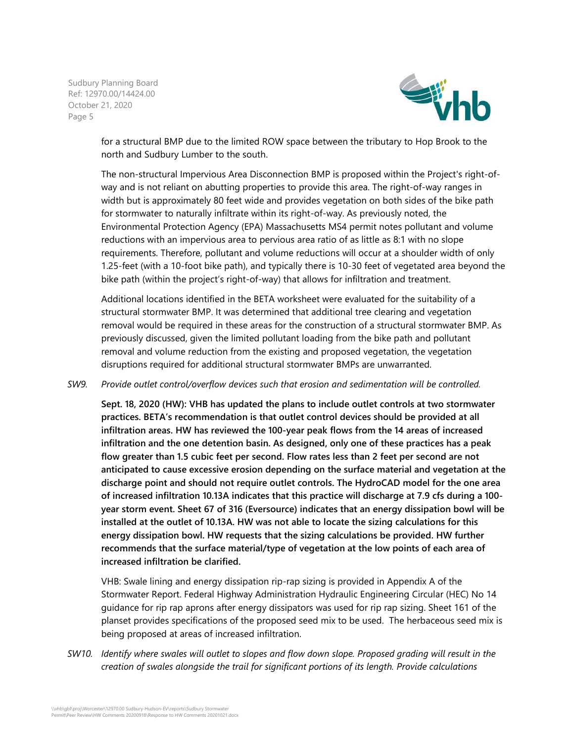for a structural BMP due to the limited ROW space between the tributary to Hop Brook to the north and Sudbury Lumber to the south.

The non-structural Impervious Area Disconnection BMP is proposed within the Project's right-of-way and is not reliant on abutting properties to provide this area. The right-of-way ranges in width but is approximately 80 feet wide and provides vegetation on both sides of the bike path for stormwater to naturally infiltrate within its right-of-way. As previously noted, the Environmental Protection Agency (EPA) Massachusetts MS4 permit notes pollutant and volume reductions with an impervious area to pervious area ratio of as little as 8:1 with no slope requirements. Therefore, pollutant and volume reductions will occur at a shoulder width of only 1.25-feet (with a 10-foot bike path), and typically there is 10-30 feet of vegetated area beyond the bike path (within the project's right-of-way) that allows for infiltration and treatment.

Additional locations identified in the BETA worksheet were evaluated for the suitability of a structural stormwater BMP. It was determined that additional tree clearing and vegetation removal would be required in these areas for the construction of a structural stormwater BMP. As previously discussed, given the limited pollutant loading from the bike path and pollutant removal and volume reduction from the existing and proposed vegetation, the vegetation disruptions required for additional structural stormwater BMPs are unwarranted.

*SW9. Provide outlet control/overflow devices such that erosion and sedimentation will be controlled.*

**Sept. 18, 2020 (HW): VHB has updated the plans to include outlet controls at two stormwater practices. BETA's recommendation is that outlet control devices should be provided at all infiltration areas. HW has reviewed the 100-year peak flows from the 14 areas of increased infiltration and the one detention basin. As designed, only one of these practices has a peak flow greater than 1.5 cubic feet per second. Flow rates less than 2 feet per second are not anticipated to cause excessive erosion depending on the surface material and vegetation at the discharge point and should not require outlet controls. The HydroCAD model for the one area of increased infiltration 10.13A indicates that this practice will discharge at 7.9 cfs during a 100-year storm event. Sheet 67 of 316 (Eversource) indicates that an energy dissipation bowl will be installed at the outlet of 10.13A. HW was not able to locate the sizing calculations for this energy dissipation bowl. HW requests that the sizing calculations be provided. HW further recommends that the surface material/type of vegetation at the low points of each area of increased infiltration be clarified.**

VHB: Swale lining and energy dissipation rip-rap sizing is provided in Appendix A of the Stormwater Report. Federal Highway Administration Hydraulic Engineering Circular (HEC) No 14 guidance for rip rap aprons after energy dissipators was used for rip rap sizing. Sheet 161 of the planset provides specifications of the proposed seed mix to be used. The herbaceous seed mix is being proposed at areas of increased infiltration.

*SW10. Identify where swales will outlet to slopes and flow down slope. Proposed grading will result in the creation of swales alongside the trail for significant portions of its length. Provide calculations*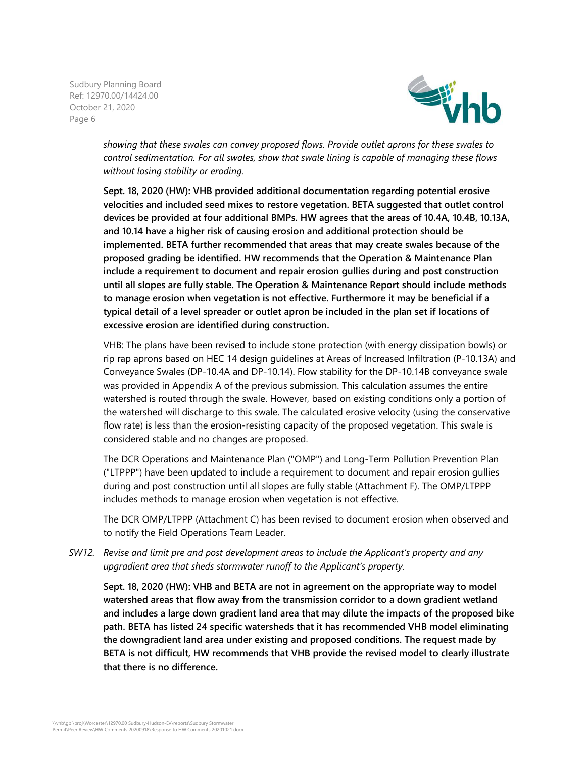*showing that these swales can convey proposed flows. Provide outlet aprons for these swales to control sedimentation. For all swales, show that swale lining is capable of managing these flows without losing stability or eroding.*

**Sept. 18, 2020 (HW): VHB provided additional documentation regarding potential erosive velocities and included seed mixes to restore vegetation. BETA suggested that outlet control devices be provided at four additional BMPs. HW agrees that the areas of 10.4A, 10.4B, 10.13A, and 10.14 have a higher risk of causing erosion and additional protection should be implemented. BETA further recommended that areas that may create swales because of the proposed grading be identified. HW recommends that the Operation & Maintenance Plan include a requirement to document and repair erosion gullies during and post construction until all slopes are fully stable. The Operation & Maintenance Report should include methods to manage erosion when vegetation is not effective. Furthermore it may be beneficial if a typical detail of a level spreader or outlet apron be included in the plan set if locations of excessive erosion are identified during construction.**

VHB: The plans have been revised to include stone protection (with energy dissipation bowls) or rip rap aprons based on HEC 14 design guidelines at Areas of Increased Infiltration (P-10.13A) and Conveyance Swales (DP-10.4A and DP-10.14). Flow stability for the DP-10.14B conveyance swale was provided in Appendix A of the previous submission. This calculation assumes the entire watershed is routed through the swale. However, based on existing conditions only a portion of the watershed will discharge to this swale. The calculated erosive velocity (using the conservative flow rate) is less than the erosion-resisting capacity of the proposed vegetation. This swale is considered stable and no changes are proposed.

The DCR Operations and Maintenance Plan ("OMP") and Long-Term Pollution Prevention Plan ("LTPPP") have been updated to include a requirement to document and repair erosion gullies during and post construction until all slopes are fully stable (Attachment F). The OMP/LTPPP includes methods to manage erosion when vegetation is not effective.

The DCR OMP/LTPPP (Attachment C) has been revised to document erosion when observed and to notify the Field Operations Team Leader.

*SW12. Revise and limit pre and post development areas to include the Applicant's property and any upgradient area that sheds stormwater runoff to the Applicant's property.*

**Sept. 18, 2020 (HW): VHB and BETA are not in agreement on the appropriate way to model watershed areas that flow away from the transmission corridor to a down gradient wetland and includes a large down gradient land area that may dilute the impacts of the proposed bike path. BETA has listed 24 specific watersheds that it has recommended VHB model eliminating the downgradient land area under existing and proposed conditions. The request made by BETA is not difficult, HW recommends that VHB provide the revised model to clearly illustrate that there is no difference.**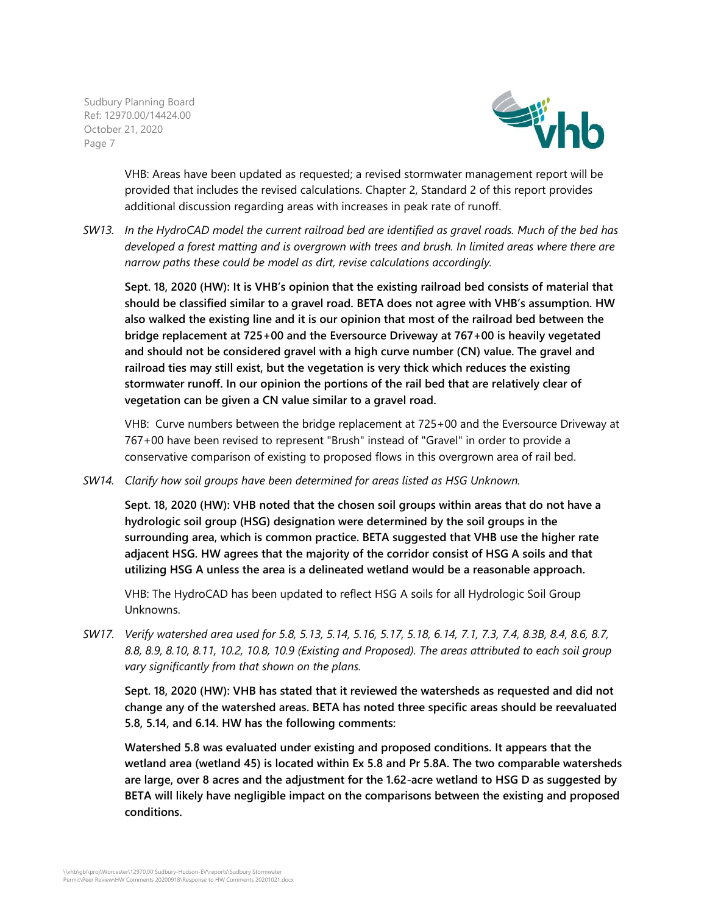VHB: Areas have been updated as requested; a revised stormwater management report will be provided that includes the revised calculations. Chapter 2, Standard 2 of this report provides additional discussion regarding areas with increases in peak rate of runoff.

*SW13. In the HydroCAD model the current railroad bed are identified as gravel roads. Much of the bed has developed a forest matting and is overgrown with trees and brush. In limited areas where there are narrow paths these could be model as dirt, revise calculations accordingly.*

**Sept. 18, 2020 (HW): It is VHB's opinion that the existing railroad bed consists of material that should be classified similar to a gravel road. BETA does not agree with VHB's assumption. HW also walked the existing line and it is our opinion that most of the railroad bed between the bridge replacement at 725+00 and the Eversource Driveway at 767+00 is heavily vegetated and should not be considered gravel with a high curve number (CN) value. The gravel and railroad ties may still exist, but the vegetation is very thick which reduces the existing stormwater runoff. In our opinion the portions of the rail bed that are relatively clear of vegetation can be given a CN value similar to a gravel road.**

VHB: Curve numbers between the bridge replacement at 725+00 and the Eversource Driveway at 767+00 have been revised to represent "Brush" instead of "Gravel" in order to provide a conservative comparison of existing to proposed flows in this overgrown area of rail bed.

*SW14. Clarify how soil groups have been determined for areas listed as HSG Unknown.*

**Sept. 18, 2020 (HW): VHB noted that the chosen soil groups within areas that do not have a hydrologic soil group (HSG) designation were determined by the soil groups in the surrounding area, which is common practice. BETA suggested that VHB use the higher rate adjacent HSG. HW agrees that the majority of the corridor consist of HSG A soils and that utilizing HSG A unless the area is a delineated wetland would be a reasonable approach.**

VHB: The HydroCAD has been updated to reflect HSG A soils for all Hydrologic Soil Group Unknowns.

*SW17. Verify watershed area used for 5.8, 5.13, 5.14, 5.16, 5.17, 5.18, 6.14, 7.1, 7.3, 7.4, 8.3B, 8.4, 8.6, 8.7, 8.8, 8.9, 8.10, 8.11, 10.2, 10.8, 10.9 (Existing and Proposed). The areas attributed to each soil group vary significantly from that shown on the plans.*

**Sept. 18, 2020 (HW): VHB has stated that it reviewed the watersheds as requested and did not change any of the watershed areas. BETA has noted three specific areas should be reevaluated 5.8, 5.14, and 6.14. HW has the following comments:**

**Watershed 5.8 was evaluated under existing and proposed conditions. It appears that the wetland area (wetland 45) is located within Ex 5.8 and Pr 5.8A. The two comparable watersheds are large, over 8 acres and the adjustment for the 1.62-acre wetland to HSG D as suggested by BETA will likely have negligible impact on the comparisons between the existing and proposed conditions.**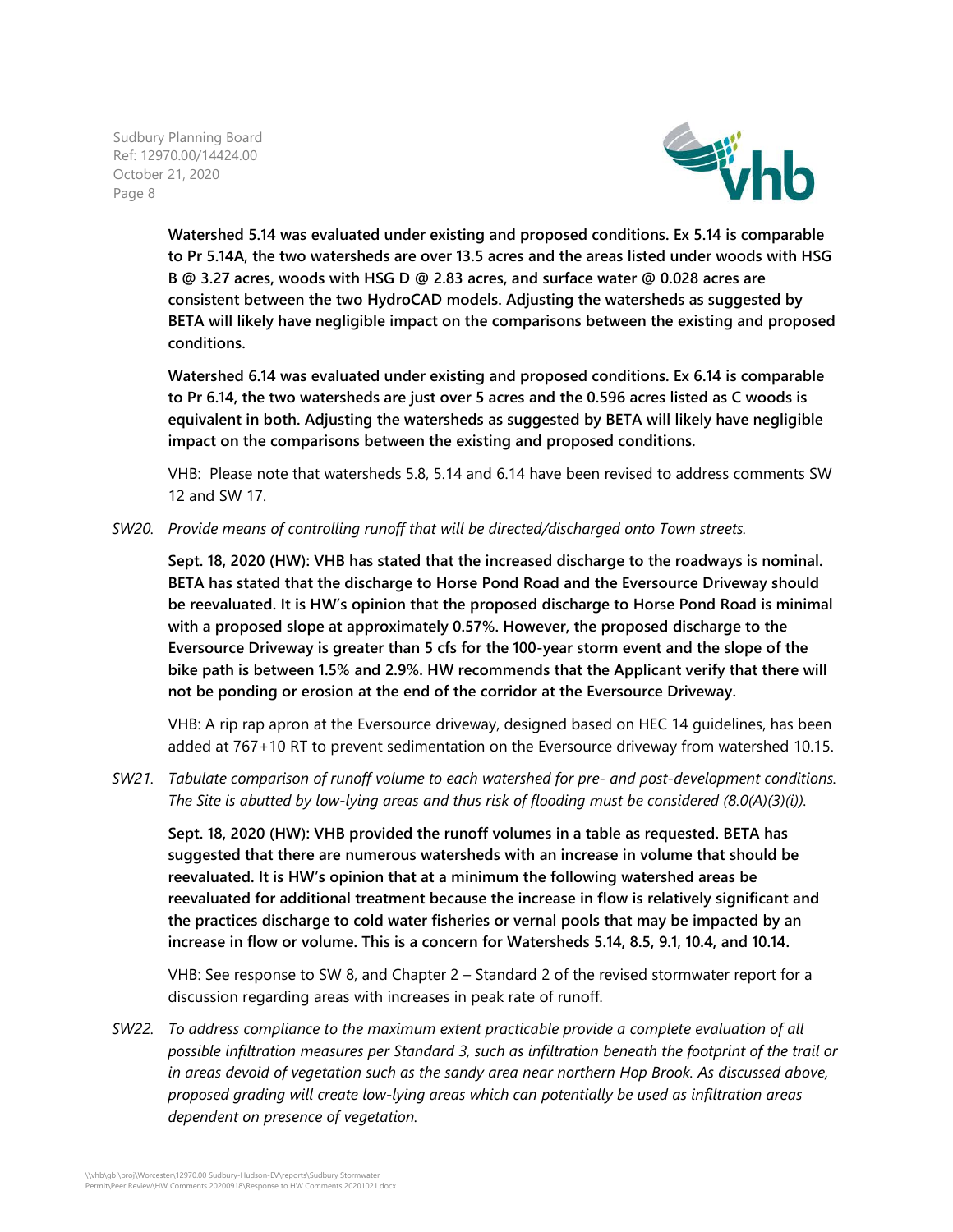**Watershed 5.14 was evaluated under existing and proposed conditions. Ex 5.14 is comparable to Pr 5.14A, the two watersheds are over 13.5 acres and the areas listed under woods with HSG B @ 3.27 acres, woods with HSG D @ 2.83 acres, and surface water @ 0.028 acres are consistent between the two HydroCAD models. Adjusting the watersheds as suggested by BETA will likely have negligible impact on the comparisons between the existing and proposed conditions.**

**Watershed 6.14 was evaluated under existing and proposed conditions. Ex 6.14 is comparable to Pr 6.14, the two watersheds are just over 5 acres and the 0.596 acres listed as C woods is equivalent in both. Adjusting the watersheds as suggested by BETA will likely have negligible impact on the comparisons between the existing and proposed conditions.**

VHB: Please note that watersheds 5.8, 5.14 and 6.14 have been revised to address comments SW 12 and SW 17.

*SW20. Provide means of controlling runoff that will be directed/discharged onto Town streets.*

**Sept. 18, 2020 (HW): VHB has stated that the increased discharge to the roadways is nominal. BETA has stated that the discharge to Horse Pond Road and the Eversource Driveway should be reevaluated. It is HW's opinion that the proposed discharge to Horse Pond Road is minimal with a proposed slope at approximately 0.57%. However, the proposed discharge to the Eversource Driveway is greater than 5 cfs for the 100-year storm event and the slope of the bike path is between 1.5% and 2.9%. HW recommends that the Applicant verify that there will not be ponding or erosion at the end of the corridor at the Eversource Driveway.**

VHB: A rip rap apron at the Eversource driveway, designed based on HEC 14 guidelines, has been added at 767+10 RT to prevent sedimentation on the Eversource driveway from watershed 10.15.

*SW21. Tabulate comparison of runoff volume to each watershed for pre- and post-development conditions. The Site is abutted by low-lying areas and thus risk of flooding must be considered (8.0(A)(3)(i)).*

**Sept. 18, 2020 (HW): VHB provided the runoff volumes in a table as requested. BETA has suggested that there are numerous watersheds with an increase in volume that should be reevaluated. It is HW's opinion that at a minimum the following watershed areas be reevaluated for additional treatment because the increase in flow is relatively significant and the practices discharge to cold water fisheries or vernal pools that may be impacted by an increase in flow or volume. This is a concern for Watersheds 5.14, 8.5, 9.1, 10.4, and 10.14.**

VHB: See response to SW 8, and Chapter 2 – Standard 2 of the revised stormwater report for a discussion regarding areas with increases in peak rate of runoff.

*SW22. To address compliance to the maximum extent practicable provide a complete evaluation of all possible infiltration measures per Standard 3, such as infiltration beneath the footprint of the trail or in areas devoid of vegetation such as the sandy area near northern Hop Brook. As discussed above, proposed grading will create low-lying areas which can potentially be used as infiltration areas dependent on presence of vegetation.*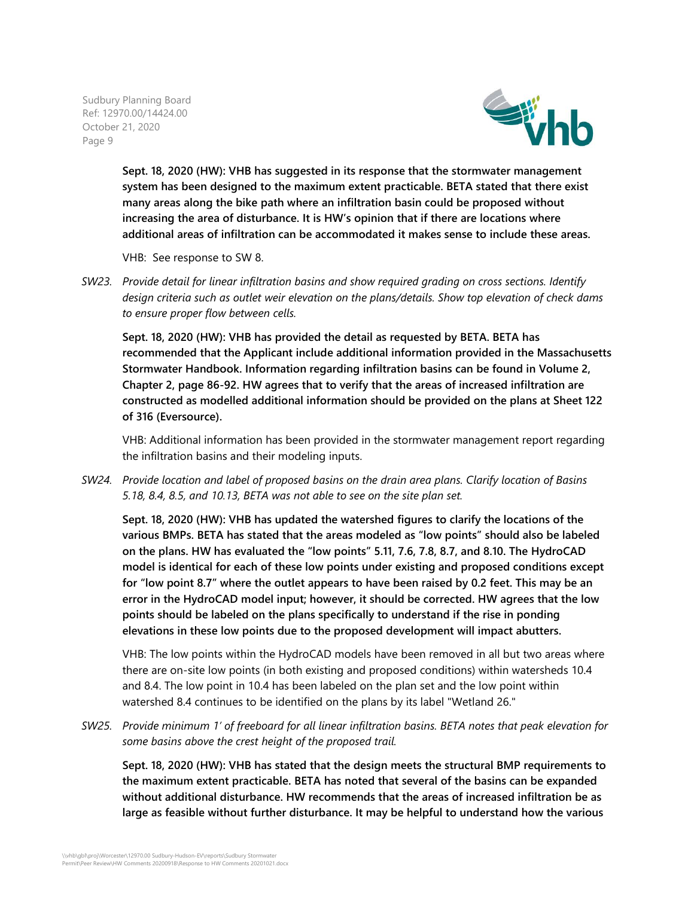**Sept. 18, 2020 (HW): VHB has suggested in its response that the stormwater management system has been designed to the maximum extent practicable. BETA stated that there exist many areas along the bike path where an infiltration basin could be proposed without increasing the area of disturbance. It is HW's opinion that if there are locations where additional areas of infiltration can be accommodated it makes sense to include these areas.**

VHB: See response to SW 8.

*SW23. Provide detail for linear infiltration basins and show required grading on cross sections. Identify design criteria such as outlet weir elevation on the plans/details. Show top elevation of check dams to ensure proper flow between cells.*

**Sept. 18, 2020 (HW): VHB has provided the detail as requested by BETA. BETA has recommended that the Applicant include additional information provided in the Massachusetts Stormwater Handbook. Information regarding infiltration basins can be found in Volume 2, Chapter 2, page 86-92. HW agrees that to verify that the areas of increased infiltration are constructed as modelled additional information should be provided on the plans at Sheet 122 of 316 (Eversource).**

VHB: Additional information has been provided in the stormwater management report regarding the infiltration basins and their modeling inputs.

*SW24. Provide location and label of proposed basins on the drain area plans. Clarify location of Basins 5.18, 8.4, 8.5, and 10.13, BETA was not able to see on the site plan set.*

**Sept. 18, 2020 (HW): VHB has updated the watershed figures to clarify the locations of the various BMPs. BETA has stated that the areas modeled as "low points" should also be labeled on the plans. HW has evaluated the "low points" 5.11, 7.6, 7.8, 8.7, and 8.10. The HydroCAD model is identical for each of these low points under existing and proposed conditions except for "low point 8.7" where the outlet appears to have been raised by 0.2 feet. This may be an error in the HydroCAD model input; however, it should be corrected. HW agrees that the low points should be labeled on the plans specifically to understand if the rise in ponding elevations in these low points due to the proposed development will impact abutters.**

VHB: The low points within the HydroCAD models have been removed in all but two areas where there are on-site low points (in both existing and proposed conditions) within watersheds 10.4 and 8.4. The low point in 10.4 has been labeled on the plan set and the low point within watershed 8.4 continues to be identified on the plans by its label "Wetland 26."

*SW25. Provide minimum 1' of freeboard for all linear infiltration basins. BETA notes that peak elevation for some basins above the crest height of the proposed trail.*

**Sept. 18, 2020 (HW): VHB has stated that the design meets the structural BMP requirements to the maximum extent practicable. BETA has noted that several of the basins can be expanded without additional disturbance. HW recommends that the areas of increased infiltration be as large as feasible without further disturbance. It may be helpful to understand how the various**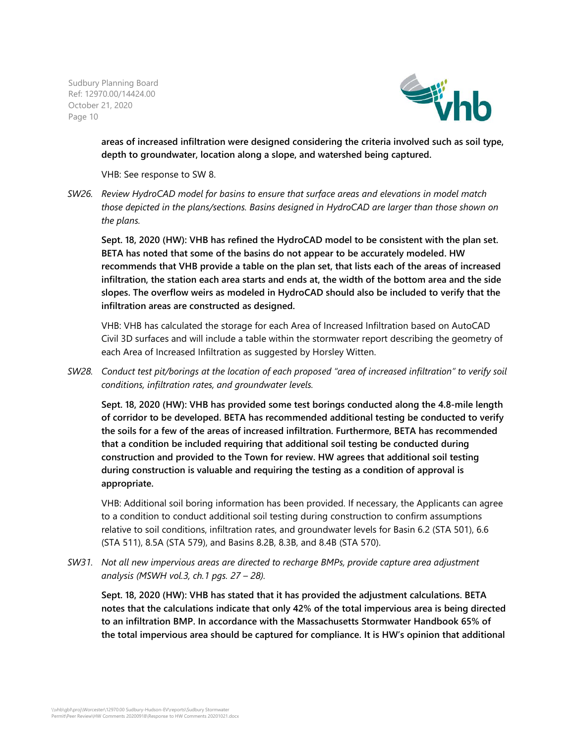**areas of increased infiltration were designed considering the criteria involved such as soil type, depth to groundwater, location along a slope, and watershed being captured.**

VHB: See response to SW 8.

*SW26. Review HydroCAD model for basins to ensure that surface areas and elevations in model match those depicted in the plans/sections. Basins designed in HydroCAD are larger than those shown on the plans.*

**Sept. 18, 2020 (HW): VHB has refined the HydroCAD model to be consistent with the plan set. BETA has noted that some of the basins do not appear to be accurately modeled. HW recommends that VHB provide a table on the plan set, that lists each of the areas of increased infiltration, the station each area starts and ends at, the width of the bottom area and the side slopes. The overflow weirs as modeled in HydroCAD should also be included to verify that the infiltration areas are constructed as designed.**

VHB: VHB has calculated the storage for each Area of Increased Infiltration based on AutoCAD Civil 3D surfaces and will include a table within the stormwater report describing the geometry of each Area of Increased Infiltration as suggested by Horsley Witten.

*SW28. Conduct test pit/borings at the location of each proposed "area of increased infiltration" to verify soil conditions, infiltration rates, and groundwater levels.*

**Sept. 18, 2020 (HW): VHB has provided some test borings conducted along the 4.8-mile length of corridor to be developed. BETA has recommended additional testing be conducted to verify the soils for a few of the areas of increased infiltration. Furthermore, BETA has recommended that a condition be included requiring that additional soil testing be conducted during construction and provided to the Town for review. HW agrees that additional soil testing during construction is valuable and requiring the testing as a condition of approval is appropriate.**

VHB: Additional soil boring information has been provided. If necessary, the Applicants can agree to a condition to conduct additional soil testing during construction to confirm assumptions relative to soil conditions, infiltration rates, and groundwater levels for Basin 6.2 (STA 501), 6.6 (STA 511), 8.5A (STA 579), and Basins 8.2B, 8.3B, and 8.4B (STA 570).

*SW31. Not all new impervious areas are directed to recharge BMPs, provide capture area adjustment analysis (MSWH vol.3, ch.1 pgs. 27 – 28).*

**Sept. 18, 2020 (HW): VHB has stated that it has provided the adjustment calculations. BETA notes that the calculations indicate that only 42% of the total impervious area is being directed to an infiltration BMP. In accordance with the Massachusetts Stormwater Handbook 65% of the total impervious area should be captured for compliance. It is HW's opinion that additional**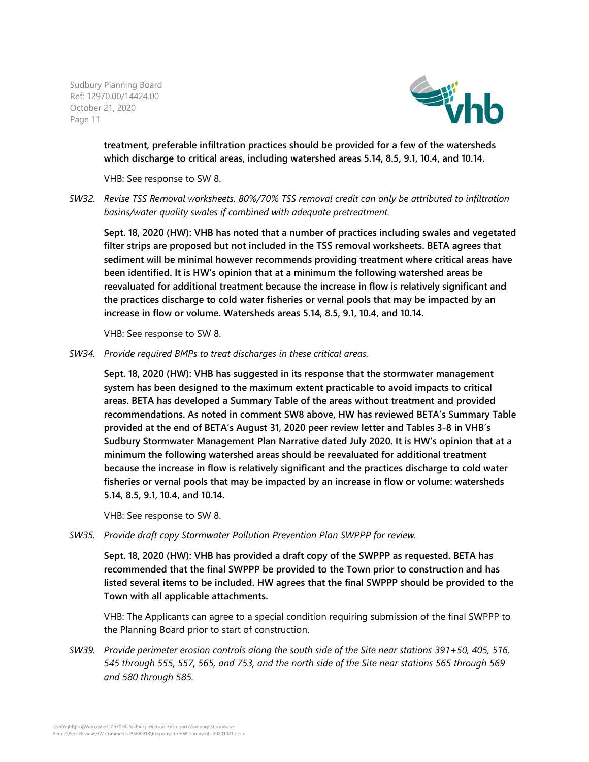**treatment, preferable infiltration practices should be provided for a few of the watersheds which discharge to critical areas, including watershed areas 5.14, 8.5, 9.1, 10.4, and 10.14.**

VHB: See response to SW 8.

*SW32. Revise TSS Removal worksheets. 80%/70% TSS removal credit can only be attributed to infiltration basins/water quality swales if combined with adequate pretreatment.*

**Sept. 18, 2020 (HW): VHB has noted that a number of practices including swales and vegetated filter strips are proposed but not included in the TSS removal worksheets. BETA agrees that sediment will be minimal however recommends providing treatment where critical areas have been identified. It is HW's opinion that at a minimum the following watershed areas be reevaluated for additional treatment because the increase in flow is relatively significant and the practices discharge to cold water fisheries or vernal pools that may be impacted by an increase in flow or volume. Watersheds areas 5.14, 8.5, 9.1, 10.4, and 10.14.**

VHB: See response to SW 8.

*SW34. Provide required BMPs to treat discharges in these critical areas.*

**Sept. 18, 2020 (HW): VHB has suggested in its response that the stormwater management system has been designed to the maximum extent practicable to avoid impacts to critical areas. BETA has developed a Summary Table of the areas without treatment and provided recommendations. As noted in comment SW8 above, HW has reviewed BETA's Summary Table provided at the end of BETA's August 31, 2020 peer review letter and Tables 3-8 in VHB's Sudbury Stormwater Management Plan Narrative dated July 2020. It is HW's opinion that at a minimum the following watershed areas should be reevaluated for additional treatment because the increase in flow is relatively significant and the practices discharge to cold water fisheries or vernal pools that may be impacted by an increase in flow or volume: watersheds 5.14, 8.5, 9.1, 10.4, and 10.14.**

VHB: See response to SW 8.

*SW35. Provide draft copy Stormwater Pollution Prevention Plan SWPPP for review.*

**Sept. 18, 2020 (HW): VHB has provided a draft copy of the SWPPP as requested. BETA has recommended that the final SWPPP be provided to the Town prior to construction and has listed several items to be included. HW agrees that the final SWPPP should be provided to the Town with all applicable attachments.**

VHB: The Applicants can agree to a special condition requiring submission of the final SWPPP to the Planning Board prior to start of construction.

*SW39. Provide perimeter erosion controls along the south side of the Site near stations 391+50, 405, 516, 545 through 555, 557, 565, and 753, and the north side of the Site near stations 565 through 569 and 580 through 585.*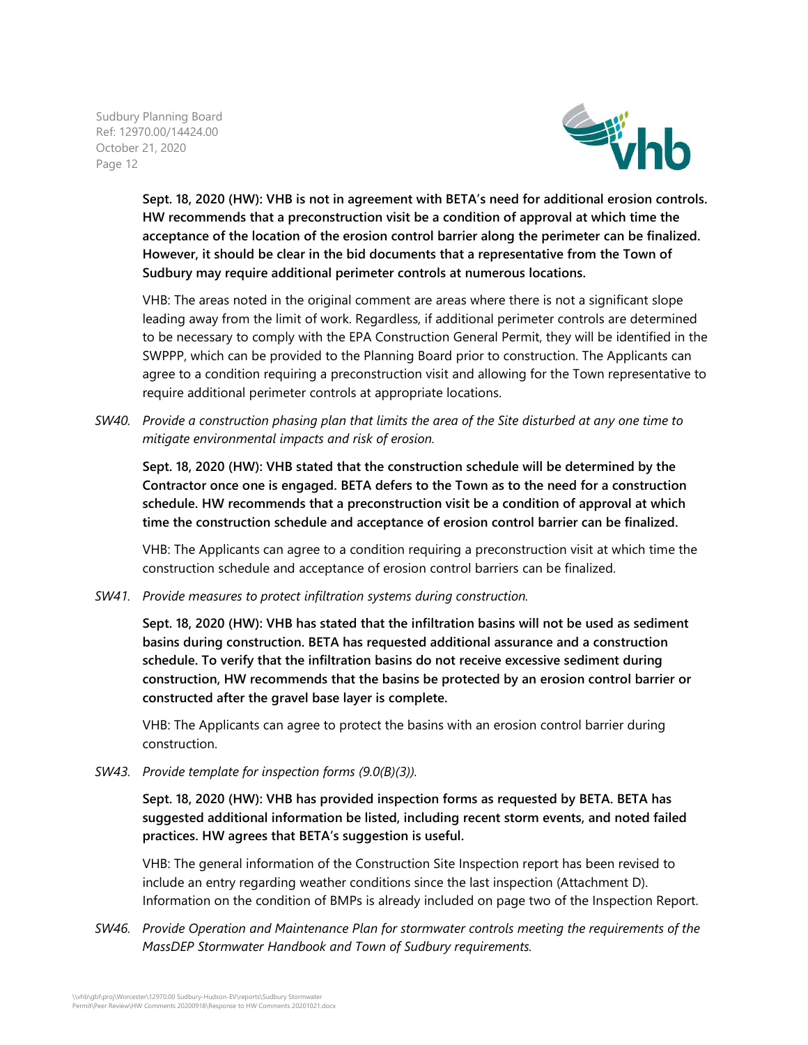**Sept. 18, 2020 (HW): VHB is not in agreement with BETA's need for additional erosion controls. HW recommends that a preconstruction visit be a condition of approval at which time the acceptance of the location of the erosion control barrier along the perimeter can be finalized. However, it should be clear in the bid documents that a representative from the Town of Sudbury may require additional perimeter controls at numerous locations.**

VHB: The areas noted in the original comment are areas where there is not a significant slope leading away from the limit of work. Regardless, if additional perimeter controls are determined to be necessary to comply with the EPA Construction General Permit, they will be identified in the SWPPP, which can be provided to the Planning Board prior to construction. The Applicants can agree to a condition requiring a preconstruction visit and allowing for the Town representative to require additional perimeter controls at appropriate locations.

*SW40. Provide a construction phasing plan that limits the area of the Site disturbed at any one time to mitigate environmental impacts and risk of erosion.*

**Sept. 18, 2020 (HW): VHB stated that the construction schedule will be determined by the Contractor once one is engaged. BETA defers to the Town as to the need for a construction schedule. HW recommends that a preconstruction visit be a condition of approval at which time the construction schedule and acceptance of erosion control barrier can be finalized.**

VHB: The Applicants can agree to a condition requiring a preconstruction visit at which time the construction schedule and acceptance of erosion control barriers can be finalized.

*SW41. Provide measures to protect infiltration systems during construction.*

**Sept. 18, 2020 (HW): VHB has stated that the infiltration basins will not be used as sediment basins during construction. BETA has requested additional assurance and a construction schedule. To verify that the infiltration basins do not receive excessive sediment during construction, HW recommends that the basins be protected by an erosion control barrier or constructed after the gravel base layer is complete.**

VHB: The Applicants can agree to protect the basins with an erosion control barrier during construction.

*SW43. Provide template for inspection forms (9.0(B)(3)).*

**Sept. 18, 2020 (HW): VHB has provided inspection forms as requested by BETA. BETA has suggested additional information be listed, including recent storm events, and noted failed practices. HW agrees that BETA's suggestion is useful.**

VHB: The general information of the Construction Site Inspection report has been revised to include an entry regarding weather conditions since the last inspection (Attachment D). Information on the condition of BMPs is already included on page two of the Inspection Report.

*SW46. Provide Operation and Maintenance Plan for stormwater controls meeting the requirements of the MassDEP Stormwater Handbook and Town of Sudbury requirements.*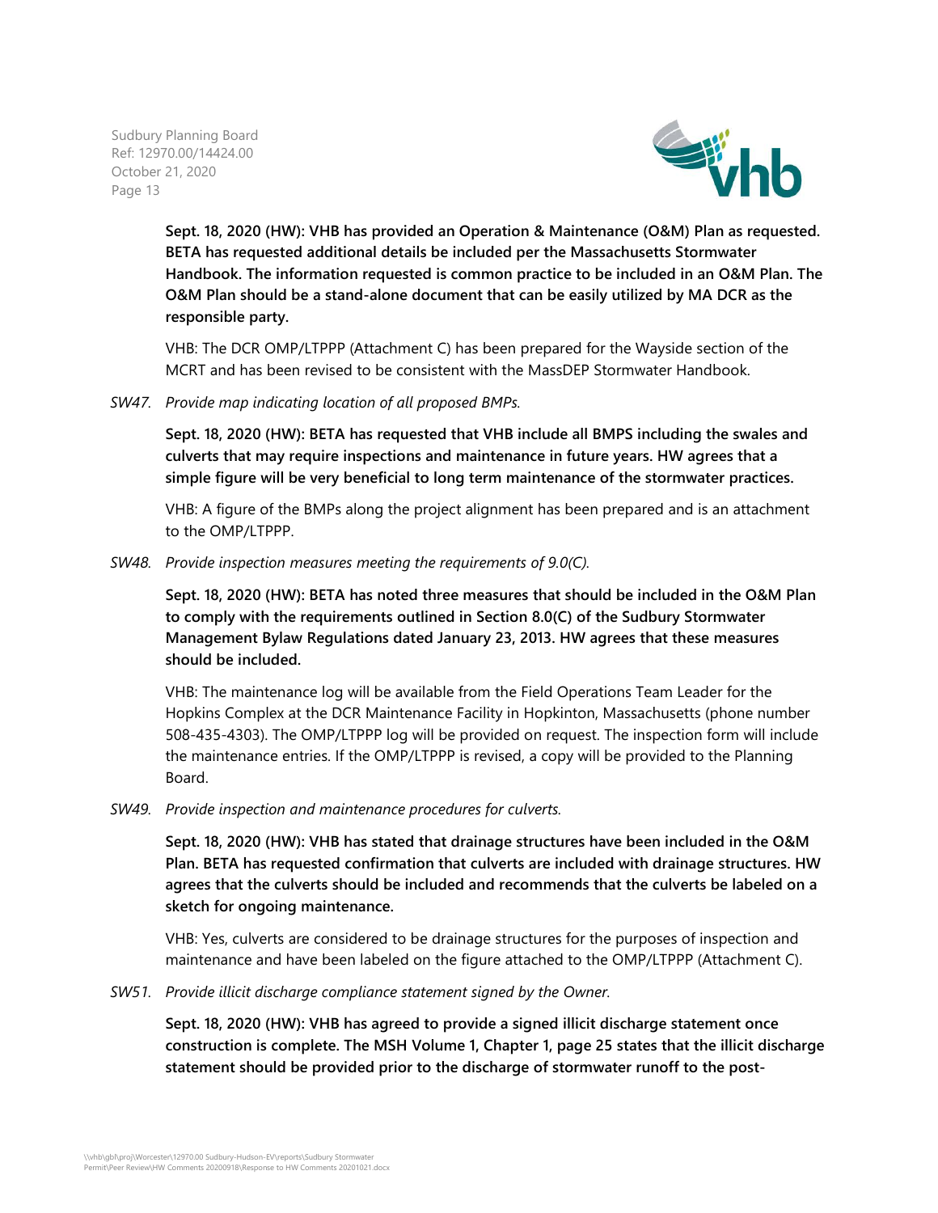**Sept. 18, 2020 (HW): VHB has provided an Operation & Maintenance (O&M) Plan as requested. BETA has requested additional details be included per the Massachusetts Stormwater Handbook. The information requested is common practice to be included in an O&M Plan. The O&M Plan should be a stand-alone document that can be easily utilized by MA DCR as the responsible party.**

VHB: The DCR OMP/LTPPP (Attachment C) has been prepared for the Wayside section of the MCRT and has been revised to be consistent with the MassDEP Stormwater Handbook.

*SW47. Provide map indicating location of all proposed BMPs.*

**Sept. 18, 2020 (HW): BETA has requested that VHB include all BMPS including the swales and culverts that may require inspections and maintenance in future years. HW agrees that a simple figure will be very beneficial to long term maintenance of the stormwater practices.**

VHB: A figure of the BMPs along the project alignment has been prepared and is an attachment to the OMP/LTPPP.

*SW48. Provide inspection measures meeting the requirements of 9.0(C).*

**Sept. 18, 2020 (HW): BETA has noted three measures that should be included in the O&M Plan to comply with the requirements outlined in Section 8.0(C) of the Sudbury Stormwater Management Bylaw Regulations dated January 23, 2013. HW agrees that these measures should be included.**

VHB: The maintenance log will be available from the Field Operations Team Leader for the Hopkins Complex at the DCR Maintenance Facility in Hopkinton, Massachusetts (phone number 508-435-4303). The OMP/LTPPP log will be provided on request. The inspection form will include the maintenance entries. If the OMP/LTPPP is revised, a copy will be provided to the Planning Board.

*SW49. Provide inspection and maintenance procedures for culverts.*

**Sept. 18, 2020 (HW): VHB has stated that drainage structures have been included in the O&M Plan. BETA has requested confirmation that culverts are included with drainage structures. HW agrees that the culverts should be included and recommends that the culverts be labeled on a sketch for ongoing maintenance.**

VHB: Yes, culverts are considered to be drainage structures for the purposes of inspection and maintenance and have been labeled on the figure attached to the OMP/LTPPP (Attachment C).

*SW51. Provide illicit discharge compliance statement signed by the Owner.*

**Sept. 18, 2020 (HW): VHB has agreed to provide a signed illicit discharge statement once construction is complete. The MSH Volume 1, Chapter 1, page 25 states that the illicit discharge statement should be provided prior to the discharge of stormwater runoff to the post-**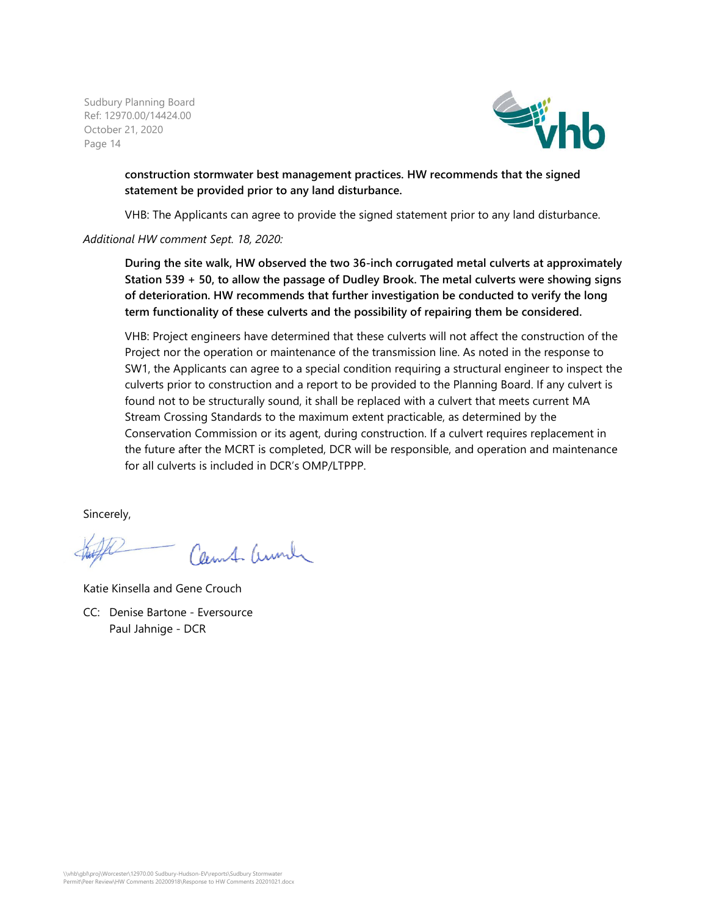**construction stormwater best management practices. HW recommends that the signed statement be provided prior to any land disturbance.**

VHB: The Applicants can agree to provide the signed statement prior to any land disturbance.

*Additional HW comment Sept. 18, 2020:*

**During the site walk, HW observed the two 36-inch corrugated metal culverts at approximately Station 539 + 50, to allow the passage of Dudley Brook. The metal culverts were showing signs of deterioration. HW recommends that further investigation be conducted to verify the long term functionality of these culverts and the possibility of repairing them be considered.**

VHB: Project engineers have determined that these culverts will not affect the construction of the Project nor the operation or maintenance of the transmission line. As noted in the response to SW1, the Applicants can agree to a special condition requiring a structural engineer to inspect the culverts prior to construction and a report to be provided to the Planning Board. If any culvert is found not to be structurally sound, it shall be replaced with a culvert that meets current MA Stream Crossing Standards to the maximum extent practicable, as determined by the Conservation Commission or its agent, during construction. If a culvert requires replacement in the future after the MCRT is completed, DCR will be responsible, and operation and maintenance for all culverts is included in DCR's OMP/LTPPP.

Sincerely,

Katie Kinsella and Gene Crouch

CC: Denise Bartone - Eversource
Paul Jahnige - DCR

\\vhb\gbl\proj\Worcester\12970.00 Sudbury-Hudson-EV\reports\Sudbury Stormwater Permit\Peer Review\HW Comments 20200918\Response to HW Comments 20201021.docx